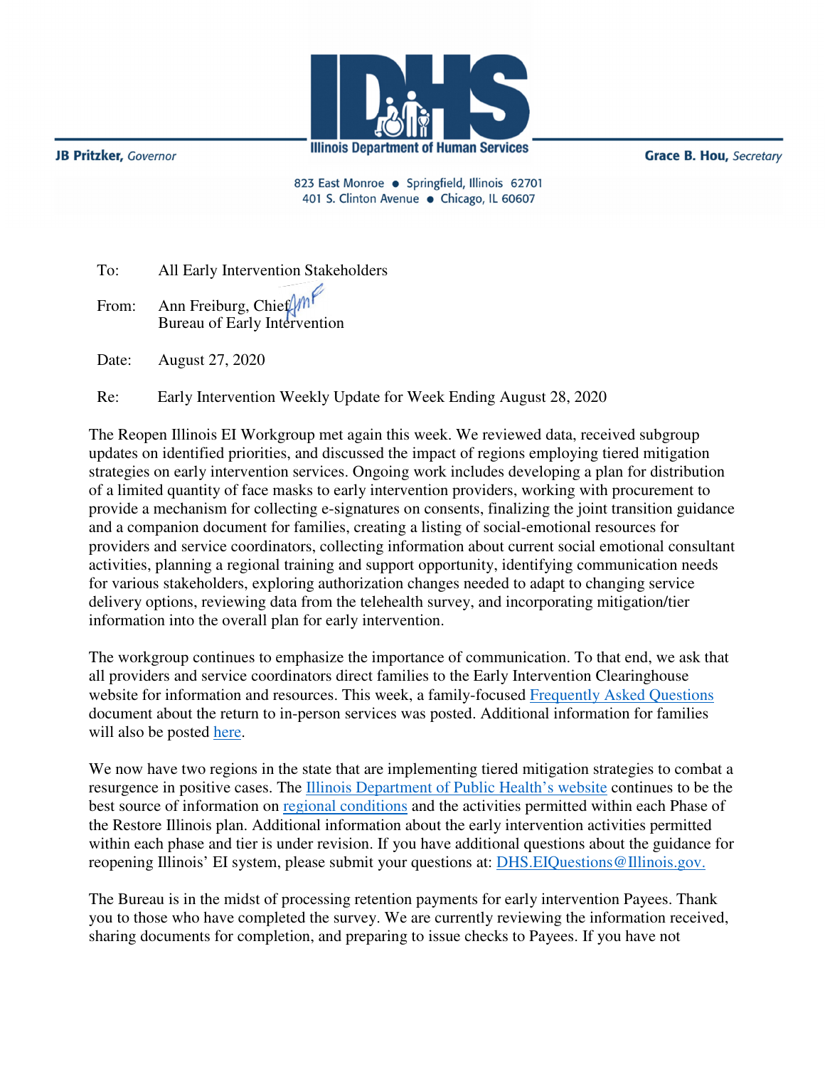JB Pritzker, *Governor*

**Illinois Department of Human Services**

Grace B. Hou, *Secretary*

823 East Monroe • Springfield, Illinois 62701
401 S. Clinton Avenue • Chicago, IL 60607

To: All Early Intervention Stakeholders

From: Ann Freiburg, Chief
Bureau of Early Intervention

Date: August 27, 2020

Re: Early Intervention Weekly Update for Week Ending August 28, 2020

The Reopen Illinois EI Workgroup met again this week. We reviewed data, received subgroup updates on identified priorities, and discussed the impact of regions employing tiered mitigation strategies on early intervention services. Ongoing work includes developing a plan for distribution of a limited quantity of face masks to early intervention providers, working with procurement to provide a mechanism for collecting e-signatures on consents, finalizing the joint transition guidance and a companion document for families, creating a listing of social-emotional resources for providers and service coordinators, collecting information about current social emotional consultant activities, planning a regional training and support opportunity, identifying communication needs for various stakeholders, exploring authorization changes needed to adapt to changing service delivery options, reviewing data from the telehealth survey, and incorporating mitigation/tier information into the overall plan for early intervention.

The workgroup continues to emphasize the importance of communication. To that end, we ask that all providers and service coordinators direct families to the Early Intervention Clearinghouse website for information and resources. This week, a family-focused Frequently Asked Questions document about the return to in-person services was posted. Additional information for families will also be posted here.

We now have two regions in the state that are implementing tiered mitigation strategies to combat a resurgence in positive cases. The Illinois Department of Public Health's website continues to be the best source of information on regional conditions and the activities permitted within each Phase of the Restore Illinois plan. Additional information about the early intervention activities permitted within each phase and tier is under revision. If you have additional questions about the guidance for reopening Illinois' EI system, please submit your questions at: DHS.EIQuestions@Illinois.gov.

The Bureau is in the midst of processing retention payments for early intervention Payees. Thank you to those who have completed the survey. We are currently reviewing the information received, sharing documents for completion, and preparing to issue checks to Payees. If you have not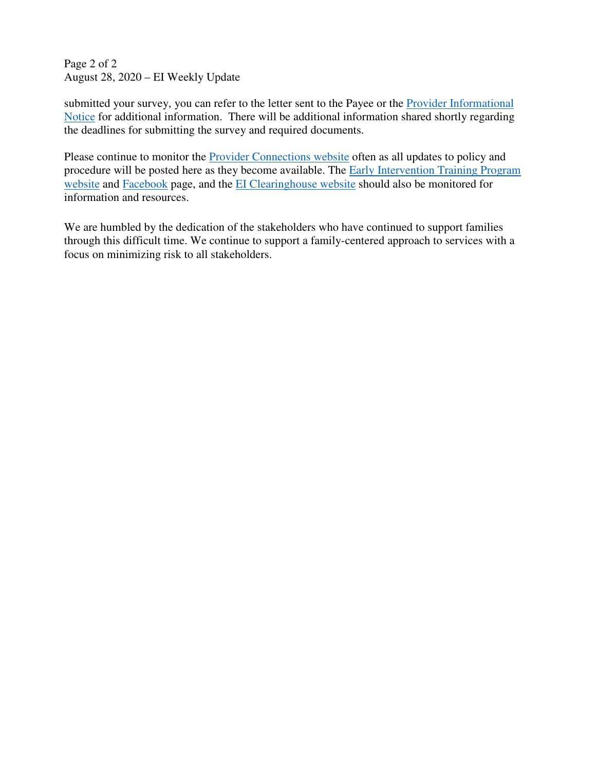submitted your survey, you can refer to the letter sent to the Payee or the Provider Informational Notice for additional information.  There will be additional information shared shortly regarding the deadlines for submitting the survey and required documents.

Please continue to monitor the Provider Connections website often as all updates to policy and procedure will be posted here as they become available. The Early Intervention Training Program website and Facebook page, and the EI Clearinghouse website should also be monitored for information and resources.

We are humbled by the dedication of the stakeholders who have continued to support families through this difficult time. We continue to support a family-centered approach to services with a focus on minimizing risk to all stakeholders.